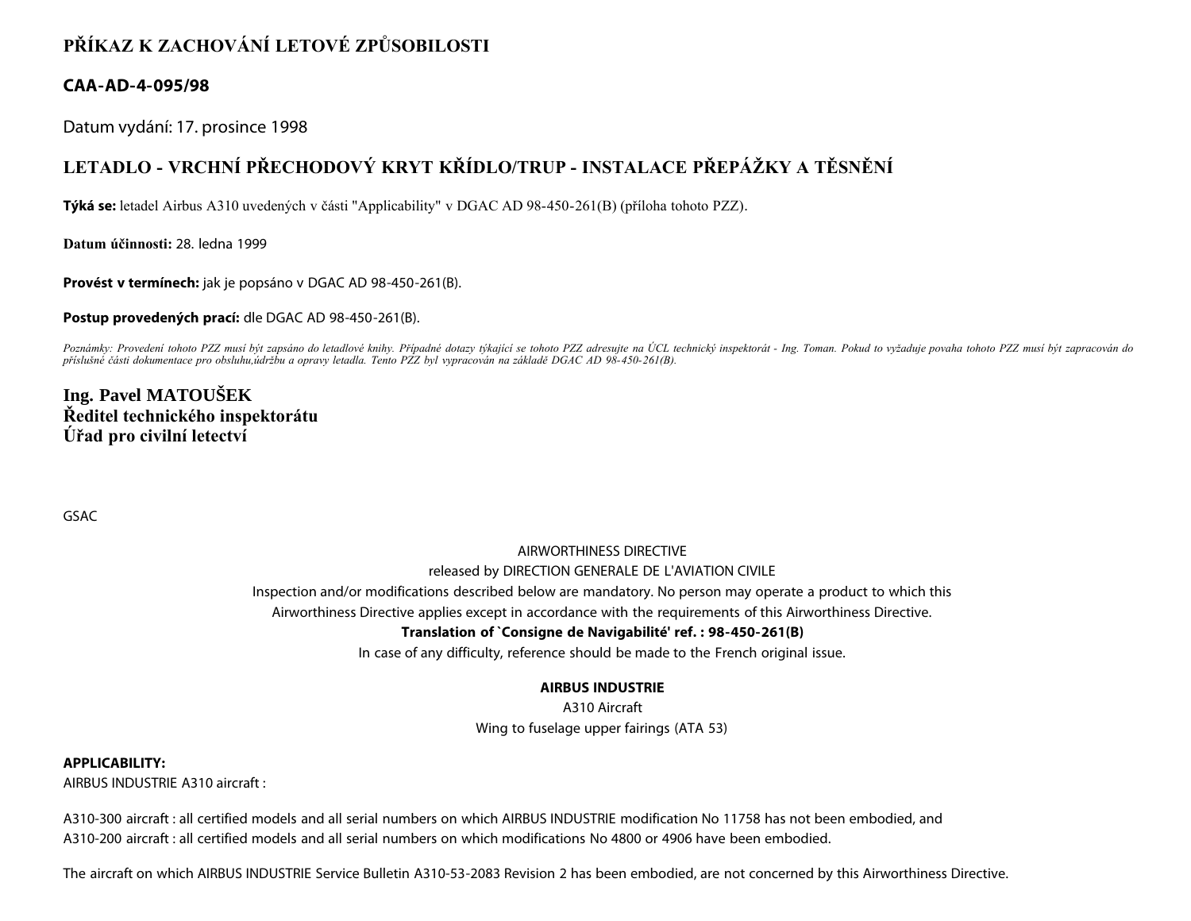# PŘÍKAZ K ZACHOVÁNÍ LETOVÉ ZPŮSOBILOSTI

## CAA-AD-4-095/98

Datum vydání: 17. prosince 1998

## LETADLO - VRCHNÍ PŘECHODOVÝ KRYT KŘÍDLO/TRUP - INSTALACE PŘEPÁŽKY A TĚSNĚNÍ

**Týká se:** letadel Airbus A310 uvedených v části "Applicability" v DGAC AD 98-450-261(B) (příloha tohoto PZZ).

**Datum účinnosti:** 28. ledna 1999

**Provést v termínech:** jak je popsáno v DGAC AD 98-450-261(B).

**Postup provedených prací:** dle DGAC AD 98-450-261(B).

*Poznámky: Provedení tohoto PZZ musí být zapsáno do letadlové knihy. Případné dotazy týkající se tohoto PZZ adresujte na ÚCL technický inspektorát - Ing. Toman. Pokud to vyžaduje povaha tohoto PZZ musí být zapracován do příslušné části dokumentace pro obsluhu,údržbu a opravy letadla. Tento PZZ byl vypracován na základě DGAC AD 98-450-261(B).*

**Ing. Pavel MATOUŠEK**
**Ředitel technického inspektorátu**
**Úřad pro civilní letectví**

GSAC

AIRWORTHINESS DIRECTIVE

released by DIRECTION GENERALE DE L'AVIATION CIVILE

Inspection and/or modifications described below are mandatory. No person may operate a product to which this Airworthiness Directive applies except in accordance with the requirements of this Airworthiness Directive.

**Translation of `Consigne de Navigabilité' ref. : 98-450-261(B)**

In case of any difficulty, reference should be made to the French original issue.

**AIRBUS INDUSTRIE**

A310 Aircraft

Wing to fuselage upper fairings (ATA 53)

**APPLICABILITY:**

AIRBUS INDUSTRIE A310 aircraft :

A310-300 aircraft : all certified models and all serial numbers on which AIRBUS INDUSTRIE modification No 11758 has not been embodied, and
A310-200 aircraft : all certified models and all serial numbers on which modifications No 4800 or 4906 have been embodied.

The aircraft on which AIRBUS INDUSTRIE Service Bulletin A310-53-2083 Revision 2 has been embodied, are not concerned by this Airworthiness Directive.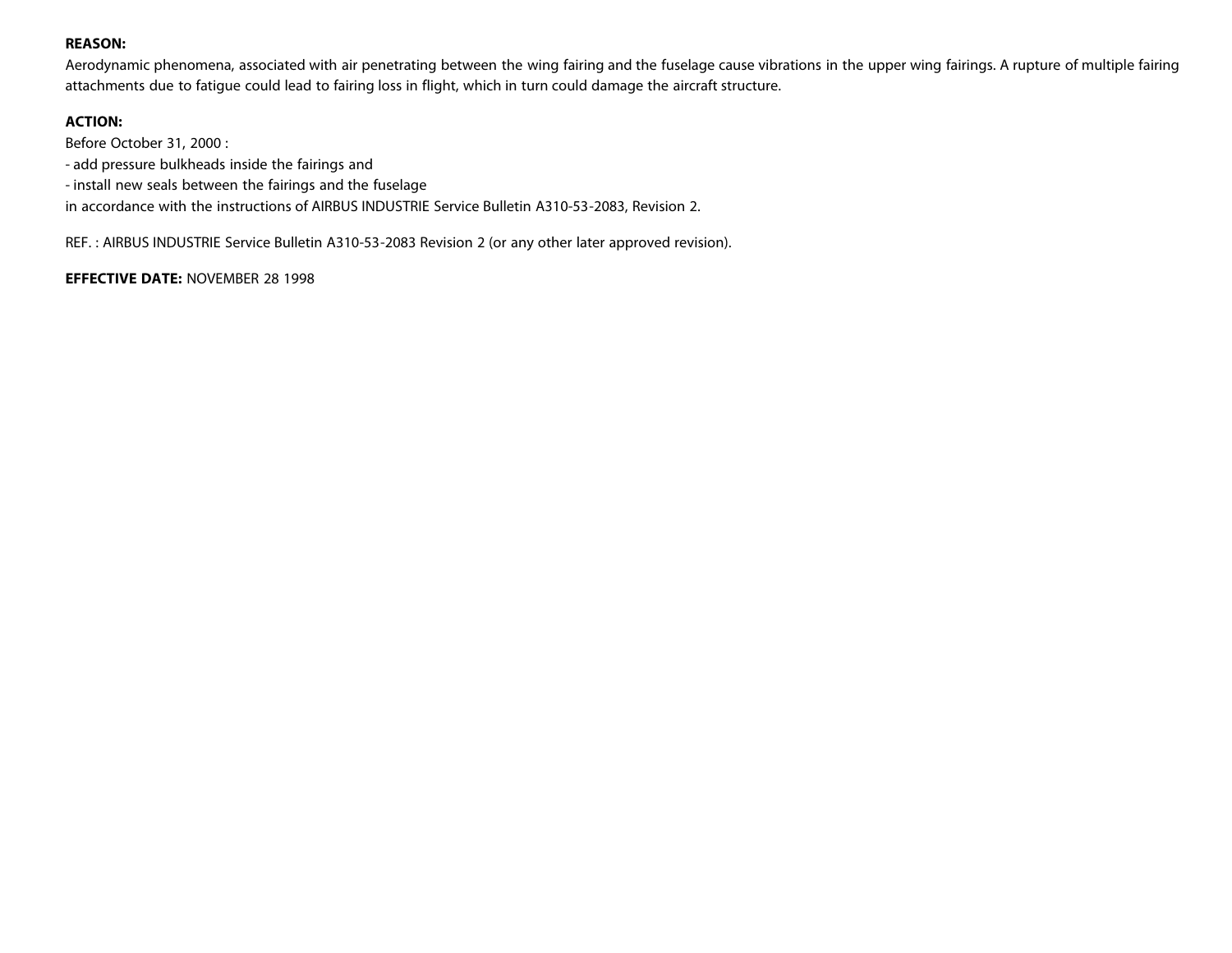**REASON:**
Aerodynamic phenomena, associated with air penetrating between the wing fairing and the fuselage cause vibrations in the upper wing fairings. A rupture of multiple fairing attachments due to fatigue could lead to fairing loss in flight, which in turn could damage the aircraft structure.

**ACTION:**
Before October 31, 2000 :
- add pressure bulkheads inside the fairings and
- install new seals between the fairings and the fuselage

in accordance with the instructions of AIRBUS INDUSTRIE Service Bulletin A310-53-2083, Revision 2.

REF. : AIRBUS INDUSTRIE Service Bulletin A310-53-2083 Revision 2 (or any other later approved revision).

**EFFECTIVE DATE:** NOVEMBER 28 1998